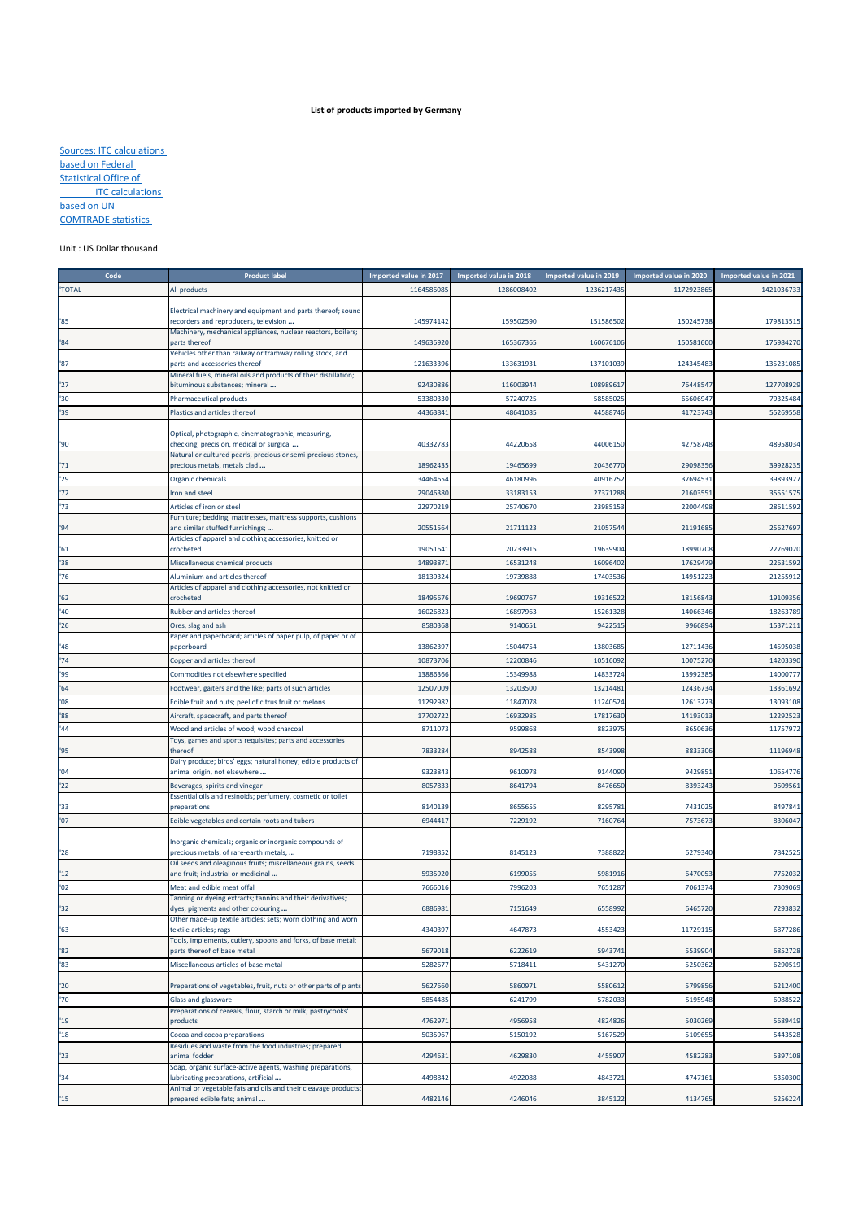# List of products imported by Germany

Sources: ITC calculations based on Federal Statistical Office of ITC calculations based on UN COMTRADE statistics

Unit : US Dollar thousand

| Code | Product label | Imported value in 2017 | Imported value in 2018 | Imported value in 2019 | Imported value in 2020 | Imported value in 2021 |
|---|---|---|---|---|---|---|
| 'TOTAL | All products | 1164586085 | 1286008402 | 1236217435 | 1172923865 | 1421036733 |
| '85 | Electrical machinery and equipment and parts thereof; sound recorders and reproducers, television ... | 145974142 | 159502590 | 151586502 | 150245738 | 179813515 |
| '84 | Machinery, mechanical appliances, nuclear reactors, boilers; parts thereof | 149636920 | 165367365 | 160676106 | 150581600 | 175984270 |
| '87 | Vehicles other than railway or tramway rolling stock, and parts and accessories thereof | 121633396 | 133631931 | 137101039 | 124345483 | 135231085 |
| '27 | Mineral fuels, mineral oils and products of their distillation; bituminous substances; mineral ... | 92430886 | 116003944 | 108989617 | 76448547 | 127708929 |
| '30 | Pharmaceutical products | 53380330 | 57240725 | 58585025 | 65606947 | 79325484 |
| '39 | Plastics and articles thereof | 44363841 | 48641085 | 44588746 | 41723743 | 55269558 |
| '90 | Optical, photographic, cinematographic, measuring, checking, precision, medical or surgical ... | 40332783 | 44220658 | 44006150 | 42758748 | 48958034 |
| '71 | Natural or cultured pearls, precious or semi-precious stones, precious metals, metals clad ... | 18962435 | 19465699 | 20436770 | 29098356 | 39928235 |
| '29 | Organic chemicals | 34464654 | 46180996 | 40916752 | 37694531 | 39893927 |
| '72 | Iron and steel | 29046380 | 33183153 | 27371288 | 21603551 | 35551575 |
| '73 | Articles of iron or steel | 22970219 | 25740670 | 23985153 | 22004498 | 28611592 |
| '94 | Furniture; bedding, mattresses, mattress supports, cushions and similar stuffed furnishings; ... | 20551564 | 21711123 | 21057544 | 21191685 | 25627697 |
| '61 | Articles of apparel and clothing accessories, knitted or crocheted | 19051641 | 20233915 | 19639904 | 18990708 | 22769020 |
| '38 | Miscellaneous chemical products | 14893871 | 16531248 | 16096402 | 17629479 | 22631592 |
| '76 | Aluminium and articles thereof | 18139324 | 19739888 | 17403536 | 14951223 | 21255912 |
| '62 | Articles of apparel and clothing accessories, not knitted or crocheted | 18495676 | 19690767 | 19316522 | 18156843 | 19109356 |
| '40 | Rubber and articles thereof | 16026823 | 16897963 | 15261328 | 14066346 | 18263789 |
| '26 | Ores, slag and ash | 8580368 | 9140651 | 9422515 | 9966894 | 15371211 |
| '48 | Paper and paperboard; articles of paper pulp, of paper or of paperboard | 13862397 | 15044754 | 13803685 | 12711436 | 14595038 |
| '74 | Copper and articles thereof | 10873706 | 12200846 | 10516092 | 10075270 | 14203390 |
| '99 | Commodities not elsewhere specified | 13886366 | 15349988 | 14833724 | 13992385 | 14000777 |
| '64 | Footwear, gaiters and the like; parts of such articles | 12507009 | 13203500 | 13214481 | 12436734 | 13361692 |
| '08 | Edible fruit and nuts; peel of citrus fruit or melons | 11292982 | 11847078 | 11240524 | 12613273 | 13093108 |
| '88 | Aircraft, spacecraft, and parts thereof | 17702722 | 16932985 | 17817630 | 14193013 | 12292523 |
| '44 | Wood and articles of wood; wood charcoal | 8711073 | 9599868 | 8823975 | 8650636 | 11757972 |
| '95 | Toys, games and sports requisites; parts and accessories thereof | 7833284 | 8942588 | 8543998 | 8833306 | 11196948 |
| '04 | Dairy produce; birds' eggs; natural honey; edible products of animal origin, not elsewhere ... | 9323843 | 9610978 | 9144090 | 9429851 | 10654776 |
| '22 | Beverages, spirits and vinegar | 8057833 | 8641794 | 8476650 | 8393243 | 9609561 |
| '33 | Essential oils and resinoids; perfumery, cosmetic or toilet preparations | 8140139 | 8655655 | 8295781 | 7431025 | 8497841 |
| '07 | Edible vegetables and certain roots and tubers | 6944417 | 7229192 | 7160764 | 7573673 | 8306047 |
| '28 | Inorganic chemicals; organic or inorganic compounds of precious metals, of rare-earth metals, ... | 7198852 | 8145123 | 7388822 | 6279340 | 7842525 |
| '12 | Oil seeds and oleaginous fruits; miscellaneous grains, seeds and fruit; industrial or medicinal ... | 5935920 | 6199055 | 5981916 | 6470053 | 7752032 |
| '02 | Meat and edible meat offal | 7666016 | 7996203 | 7651287 | 7061374 | 7309069 |
| '32 | Tanning or dyeing extracts; tannins and their derivatives; dyes, pigments and other colouring ... | 6886981 | 7151649 | 6558992 | 6465720 | 7293832 |
| '63 | Other made-up textile articles; sets; worn clothing and worn textile articles; rags | 4340397 | 4647873 | 4553423 | 11729115 | 6877286 |
| '82 | Tools, implements, cutlery, spoons and forks, of base metal; parts thereof of base metal | 5679018 | 6222619 | 5943741 | 5539904 | 6852728 |
| '83 | Miscellaneous articles of base metal | 5282677 | 5718411 | 5431270 | 5250362 | 6290519 |
| '20 | Preparations of vegetables, fruit, nuts or other parts of plants | 5627660 | 5860971 | 5580612 | 5799856 | 6212400 |
| '70 | Glass and glassware | 5854485 | 6241799 | 5782033 | 5195948 | 6088522 |
| '19 | Preparations of cereals, flour, starch or milk; pastrycooks' products | 4762971 | 4956958 | 4824826 | 5030269 | 5689419 |
| '18 | Cocoa and cocoa preparations | 5035967 | 5150192 | 5167529 | 5109655 | 5443528 |
| '23 | Residues and waste from the food industries; prepared animal fodder | 4294631 | 4629830 | 4455907 | 4582283 | 5397108 |
| '34 | Soap, organic surface-active agents, washing preparations, lubricating preparations, artificial ... | 4498842 | 4922088 | 4843721 | 4747161 | 5350300 |
| '15 | Animal or vegetable fats and oils and their cleavage products; prepared edible fats; animal ... | 4482146 | 4246046 | 3845122 | 4134765 | 5256224 |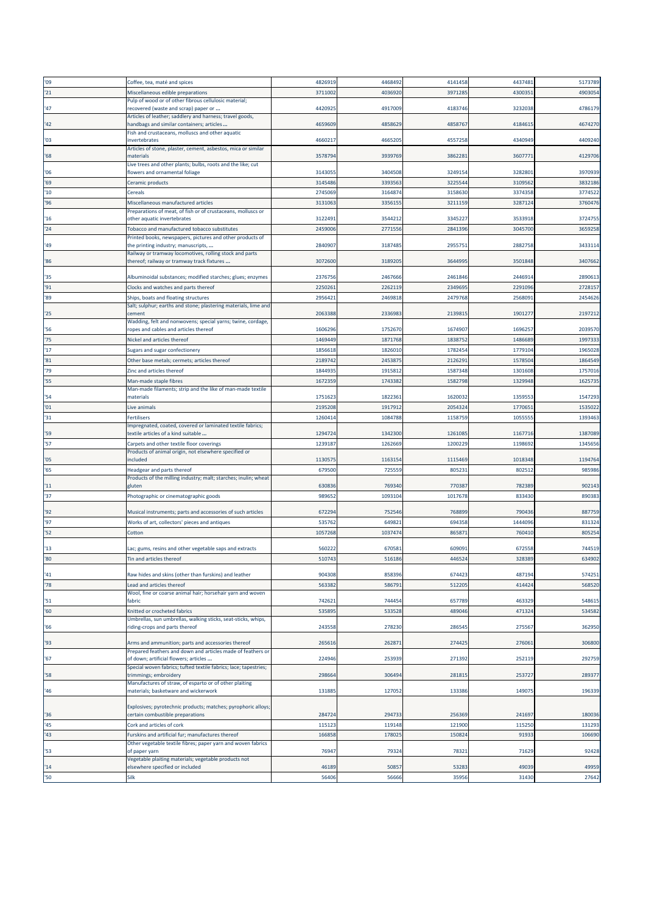| | | | | | | |
|---|---|---|---|---|---|---|
| '09 | Coffee, tea, maté and spices | 4826919 | 4468492 | 4141458 | 4437481 | 5173789 |
| '21 | Miscellaneous edible preparations | 3711002 | 4036920 | 3971285 | 4300351 | 4903054 |
| '47 | Pulp of wood or of other fibrous cellulosic material; recovered (waste and scrap) paper or ... | 4420925 | 4917009 | 4183746 | 3232038 | 4786179 |
| '42 | Articles of leather; saddlery and harness; travel goods, handbags and similar containers; articles ... | 4659609 | 4858629 | 4858767 | 4184615 | 4674270 |
| '03 | Fish and crustaceans, molluscs and other aquatic invertebrates | 4660217 | 4665205 | 4557258 | 4340949 | 4409240 |
| '68 | Articles of stone, plaster, cement, asbestos, mica or similar materials | 3578794 | 3939769 | 3862281 | 3607771 | 4129706 |
| '06 | Live trees and other plants; bulbs, roots and the like; cut flowers and ornamental foliage | 3143055 | 3404508 | 3249154 | 3282801 | 3970939 |
| '69 | Ceramic products | 3145486 | 3393563 | 3225544 | 3109562 | 3832186 |
| '10 | Cereals | 2745069 | 3164874 | 3158630 | 3374358 | 3774522 |
| '96 | Miscellaneous manufactured articles | 3131063 | 3356155 | 3211159 | 3287124 | 3760476 |
| '16 | Preparations of meat, of fish or of crustaceans, molluscs or other aquatic invertebrates | 3122491 | 3544212 | 3345227 | 3533918 | 3724755 |
| '24 | Tobacco and manufactured tobacco substitutes | 2459006 | 2771556 | 2841396 | 3045700 | 3659258 |
| '49 | Printed books, newspapers, pictures and other products of the printing industry; manuscripts, ... | 2840907 | 3187485 | 2955751 | 2882758 | 3433114 |
| '86 | Railway or tramway locomotives, rolling stock and parts thereof; railway or tramway track fixtures ... | 3072600 | 3189205 | 3644995 | 3501848 | 3407662 |
| '35 | Albuminoidal substances; modified starches; glues; enzymes | 2376756 | 2467666 | 2461846 | 2446914 | 2890613 |
| '91 | Clocks and watches and parts thereof | 2250261 | 2262119 | 2349695 | 2291096 | 2728157 |
| '89 | Ships, boats and floating structures | 2956421 | 2469818 | 2479768 | 2568091 | 2454626 |
| '25 | Salt; sulphur; earths and stone; plastering materials, lime and cement | 2063388 | 2336983 | 2139815 | 1901277 | 2197212 |
| '56 | Wadding, felt and nonwovens; special yarns; twine, cordage, ropes and cables and articles thereof | 1606296 | 1752670 | 1674907 | 1696257 | 2039570 |
| '75 | Nickel and articles thereof | 1469449 | 1871768 | 1838752 | 1486689 | 1997333 |
| '17 | Sugars and sugar confectionery | 1856618 | 1826010 | 1782454 | 1779104 | 1965028 |
| '81 | Other base metals; cermets; articles thereof | 2189742 | 2453875 | 2126291 | 1578504 | 1864549 |
| '79 | Zinc and articles thereof | 1844935 | 1915812 | 1587348 | 1301608 | 1757016 |
| '55 | Man-made staple fibres | 1672359 | 1743382 | 1582798 | 1329948 | 1625735 |
| '54 | Man-made filaments; strip and the like of man-made textile materials | 1751623 | 1822361 | 1620032 | 1359553 | 1547293 |
| '01 | Live animals | 2195208 | 1917912 | 2054324 | 1770651 | 1535022 |
| '31 | Fertilisers | 1260414 | 1084788 | 1158759 | 1055555 | 1393463 |
| '59 | Impregnated, coated, covered or laminated textile fabrics; textile articles of a kind suitable ... | 1294724 | 1342300 | 1261085 | 1167716 | 1387089 |
| '57 | Carpets and other textile floor coverings | 1239187 | 1262669 | 1200229 | 1198692 | 1345656 |
| '05 | Products of animal origin, not elsewhere specified or included | 1130575 | 1163154 | 1115469 | 1018348 | 1194764 |
| '65 | Headgear and parts thereof | 679500 | 725559 | 805231 | 802512 | 985986 |
| '11 | Products of the milling industry; malt; starches; inulin; wheat gluten | 630836 | 769340 | 770387 | 782389 | 902143 |
| '37 | Photographic or cinematographic goods | 989652 | 1093104 | 1017678 | 833430 | 890383 |
| '92 | Musical instruments; parts and accessories of such articles | 672294 | 752546 | 768899 | 790436 | 887759 |
| '97 | Works of art, collectors' pieces and antiques | 535762 | 649821 | 694358 | 1444096 | 831324 |
| '52 | Cotton | 1057268 | 1037474 | 865871 | 760410 | 805254 |
| '13 | Lac; gums, resins and other vegetable saps and extracts | 560222 | 670581 | 609091 | 672558 | 744519 |
| '80 | Tin and articles thereof | 510743 | 516186 | 446524 | 328389 | 634902 |
| '41 | Raw hides and skins (other than furskins) and leather | 904308 | 858396 | 674423 | 487194 | 574251 |
| '78 | Lead and articles thereof | 563382 | 586791 | 512205 | 414424 | 568520 |
| '51 | Wool, fine or coarse animal hair; horsehair yarn and woven fabric | 742621 | 744454 | 657789 | 463329 | 548615 |
| '60 | Knitted or crocheted fabrics | 535895 | 533528 | 489046 | 471324 | 534582 |
| '66 | Umbrellas, sun umbrellas, walking sticks, seat-sticks, whips, riding-crops and parts thereof | 243558 | 278230 | 286545 | 275567 | 362950 |
| '93 | Arms and ammunition; parts and accessories thereof | 265616 | 262871 | 274425 | 276061 | 306800 |
| '67 | Prepared feathers and down and articles made of feathers or of down; artificial flowers; articles ... | 224946 | 253939 | 271392 | 252119 | 292759 |
| '58 | Special woven fabrics; tufted textile fabrics; lace; tapestries; trimmings; embroidery | 298664 | 306494 | 281815 | 253727 | 289377 |
| '46 | Manufactures of straw, of esparto or of other plaiting materials; basketware and wickerwork | 131885 | 127052 | 133386 | 149075 | 196339 |
| '36 | Explosives; pyrotechnic products; matches; pyrophoric alloys; certain combustible preparations | 284724 | 294733 | 256369 | 241697 | 180036 |
| '45 | Cork and articles of cork | 115123 | 119148 | 121900 | 115250 | 131293 |
| '43 | Furskins and artificial fur; manufactures thereof | 166858 | 178025 | 150824 | 91933 | 106690 |
| '53 | Other vegetable textile fibres; paper yarn and woven fabrics of paper yarn | 76947 | 79324 | 78321 | 71629 | 92428 |
| '14 | Vegetable plaiting materials; vegetable products not elsewhere specified or included | 46189 | 50857 | 53283 | 49039 | 49959 |
| '50 | Silk | 56406 | 56666 | 35956 | 31430 | 27642 |